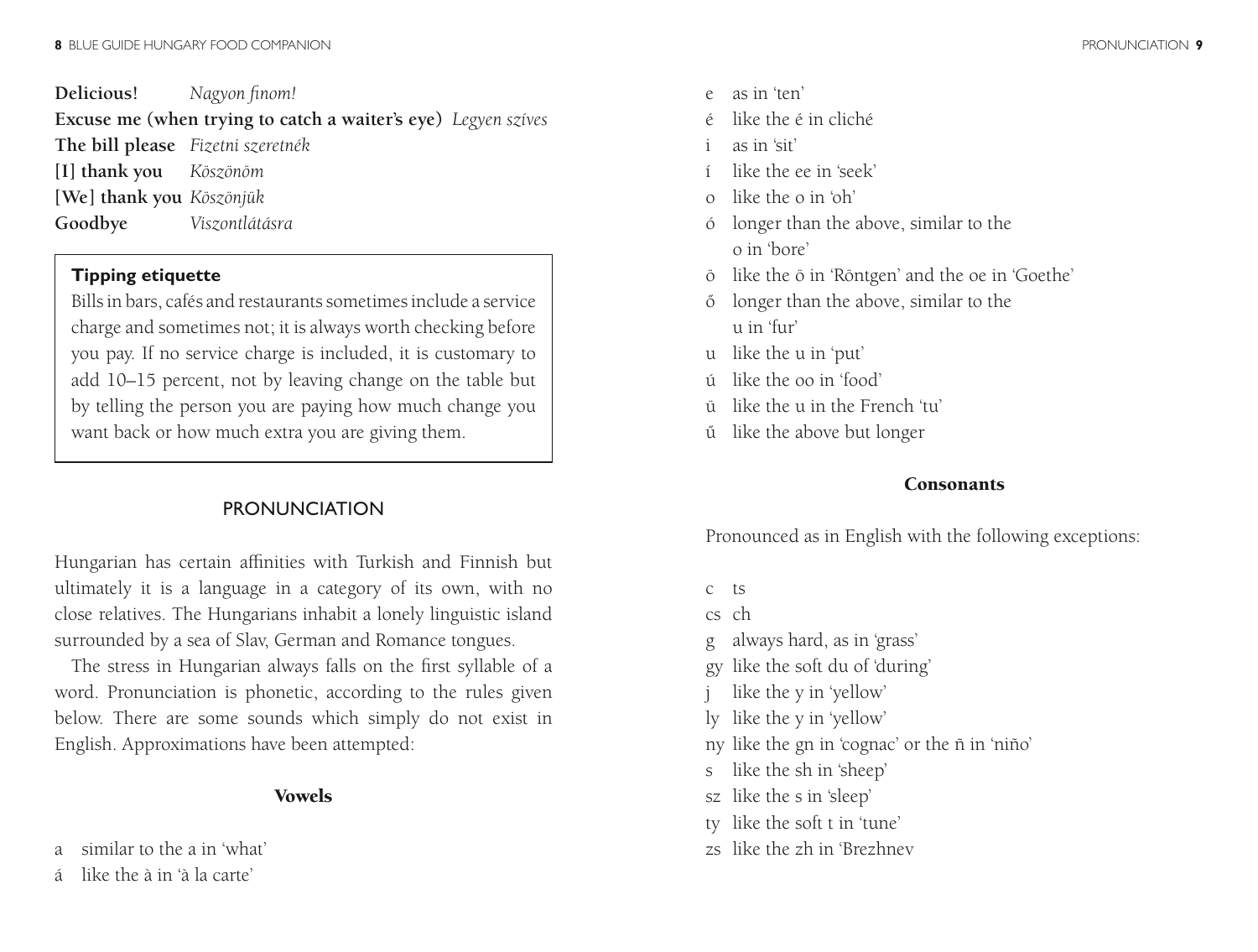**Delicious!** *Nagyon finom!*

**Excuse me (when trying to catch a waiter's eye)** *Legyen szíves*

**The bill please** *Fizetni szeretnék*

**[I] thank you** *Köszönöm*

**[We] thank you** *Köszönjük*

**Goodbye** *Viszontlátásra*

> **Tipping etiquette**
>
> Bills in bars, cafés and restaurants sometimes include a service charge and sometimes not; it is always worth checking before you pay. If no service charge is included, it is customary to add 10–15 percent, not by leaving change on the table but by telling the person you are paying how much change you want back or how much extra you are giving them.

## PRONUNCIATION

Hungarian has certain affinities with Turkish and Finnish but ultimately it is a language in a category of its own, with no close relatives. The Hungarians inhabit a lonely linguistic island surrounded by a sea of Slav, German and Romance tongues.

The stress in Hungarian always falls on the first syllable of a word. Pronunciation is phonetic, according to the rules given below. There are some sounds which simply do not exist in English. Approximations have been attempted:

### Vowels

- a similar to the a in 'what'
- á like the à in 'à la carte'
- e as in 'ten'
- é like the é in cliché
- i as in 'sit'
- í like the ee in 'seek'
- o like the o in 'oh'
- ó longer than the above, similar to the o in 'bore'
- ö like the ö in 'Röntgen' and the oe in 'Goethe'
- ő longer than the above, similar to the u in 'fur'
- u like the u in 'put'
- ú like the oo in 'food'
- ü like the u in the French 'tu'
- ű like the above but longer

### Consonants

Pronounced as in English with the following exceptions:

- c ts
- cs ch
- g always hard, as in 'grass'
- gy like the soft du of 'during'
- j like the y in 'yellow'
- ly like the y in 'yellow'
- ny like the gn in 'cognac' or the ñ in 'niño'
- s like the sh in 'sheep'
- sz like the s in 'sleep'
- ty like the soft t in 'tune'
- zs like the zh in 'Brezhnev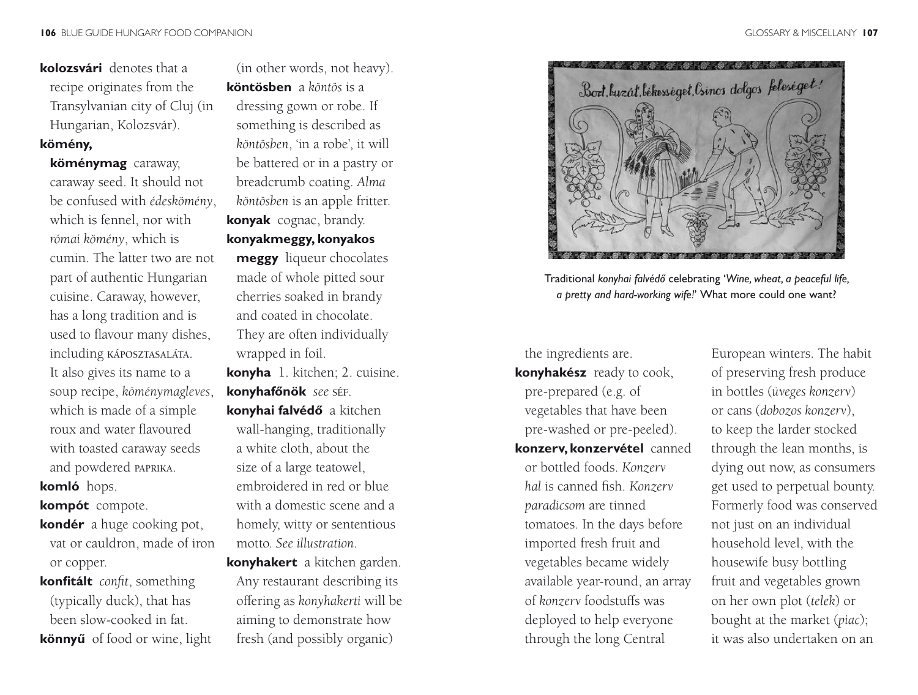**kolozsvári** denotes that a recipe originates from the Transylvanian city of Cluj (in Hungarian, Kolozsvár).

**kömény, köménymag** caraway, caraway seed. It should not be confused with *édeskömény*, which is fennel, nor with *római kömény*, which is cumin. The latter two are not part of authentic Hungarian cuisine. Caraway, however, has a long tradition and is used to flavour many dishes, including KÁPOSZTASALÁTA. It also gives its name to a soup recipe, *köménymagleves*, which is made of a simple roux and water flavoured with toasted caraway seeds and powdered PAPRIKA.

**komló** hops.

**kompót** compote.

**kondér** a huge cooking pot, vat or cauldron, made of iron or copper.

**konfitált** *confit*, something (typically duck), that has been slow-cooked in fat.

**könnyű** of food or wine, light (in other words, not heavy).

**köntösben** a *köntös* is a dressing gown or robe. If something is described as *köntösben*, 'in a robe', it will be battered or in a pastry or breadcrumb coating. *Alma köntösben* is an apple fritter.

**konyak** cognac, brandy.

**konyakmeggy, konyakos meggy** liqueur chocolates made of whole pitted sour cherries soaked in brandy and coated in chocolate. They are often individually wrapped in foil.

**konyha** 1. kitchen; 2. cuisine.

**konyhafőnök** *see* SÉF.

**konyhai falvédő** a kitchen wall-hanging, traditionally a white cloth, about the size of a large teatowel, embroidered in red or blue with a domestic scene and a homely, witty or sententious motto. *See illustration*.

**konyhakert** a kitchen garden. Any restaurant describing its offering as *konyhakerti* will be aiming to demonstrate how fresh (and possibly organic) the ingredients are.

Traditional *konyhai falvédő* celebrating '*Wine, wheat, a peaceful life, a pretty and hard-working wife!*' What more could one want?

**konyhakész** ready to cook, pre-prepared (e.g. of vegetables that have been pre-washed or pre-peeled).

**konzerv, konzervétel** canned or bottled foods. *Konzerv hal* is canned fish. *Konzerv paradicsom* are tinned tomatoes. In the days before imported fresh fruit and vegetables became widely available year-round, an array of *konzerv* foodstuffs was deployed to help everyone through the long Central European winters. The habit of preserving fresh produce in bottles (*üveges konzerv*) or cans (*dobozos konzerv*), to keep the larder stocked through the lean months, is dying out now, as consumers get used to perpetual bounty. Formerly food was conserved not just on an individual household level, with the housewife busy bottling fruit and vegetables grown on her own plot (*telek*) or bought at the market (*piac*); it was also undertaken on an